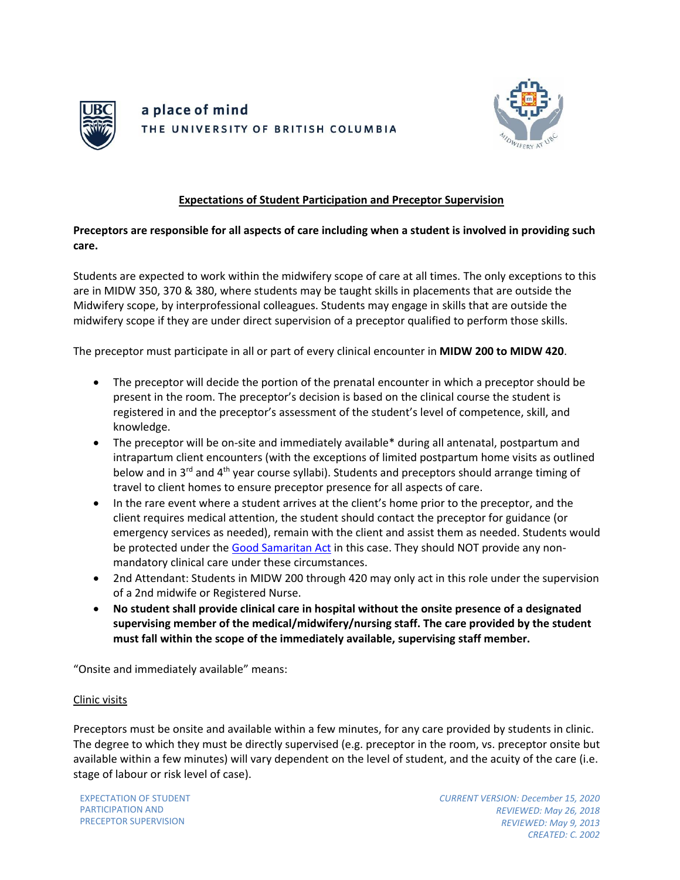a place of mind
THE UNIVERSITY OF BRITISH COLUMBIA

# Expectations of Student Participation and Preceptor Supervision

**Preceptors are responsible for all aspects of care including when a student is involved in providing such care.**

Students are expected to work within the midwifery scope of care at all times. The only exceptions to this are in MIDW 350, 370 & 380, where students may be taught skills in placements that are outside the Midwifery scope, by interprofessional colleagues. Students may engage in skills that are outside the midwifery scope if they are under direct supervision of a preceptor qualified to perform those skills.

The preceptor must participate in all or part of every clinical encounter in **MIDW 200 to MIDW 420**.

- The preceptor will decide the portion of the prenatal encounter in which a preceptor should be present in the room. The preceptor's decision is based on the clinical course the student is registered in and the preceptor's assessment of the student's level of competence, skill, and knowledge.
- The preceptor will be on-site and immediately available* during all antenatal, postpartum and intrapartum client encounters (with the exceptions of limited postpartum home visits as outlined below and in 3rd and 4th year course syllabi). Students and preceptors should arrange timing of travel to client homes to ensure preceptor presence for all aspects of care.
- In the rare event where a student arrives at the client's home prior to the preceptor, and the client requires medical attention, the student should contact the preceptor for guidance (or emergency services as needed), remain with the client and assist them as needed. Students would be protected under the Good Samaritan Act in this case. They should NOT provide any non-mandatory clinical care under these circumstances.
- 2nd Attendant: Students in MIDW 200 through 420 may only act in this role under the supervision of a 2nd midwife or Registered Nurse.
- **No student shall provide clinical care in hospital without the onsite presence of a designated supervising member of the medical/midwifery/nursing staff. The care provided by the student must fall within the scope of the immediately available, supervising staff member.**

"Onsite and immediately available" means:

## Clinic visits

Preceptors must be onsite and available within a few minutes, for any care provided by students in clinic. The degree to which they must be directly supervised (e.g. preceptor in the room, vs. preceptor onsite but available within a few minutes) will vary dependent on the level of student, and the acuity of the care (i.e. stage of labour or risk level of case).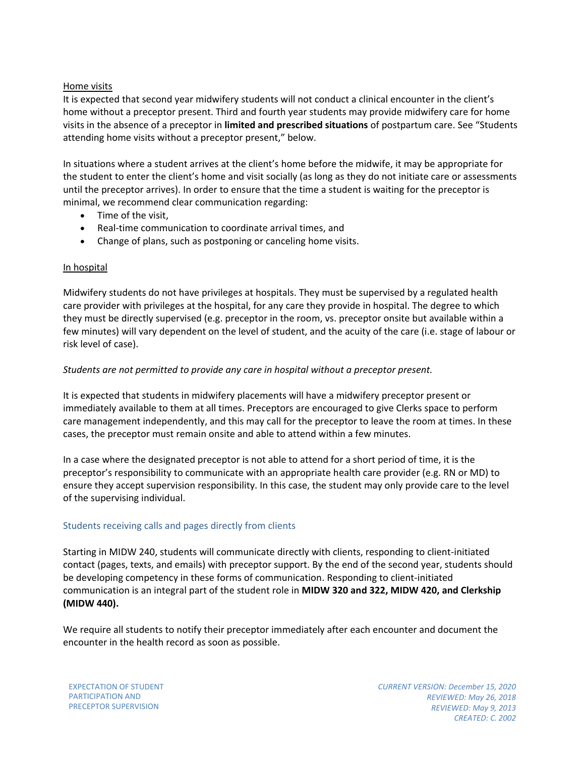#### Home visits

It is expected that second year midwifery students will not conduct a clinical encounter in the client's home without a preceptor present. Third and fourth year students may provide midwifery care for home visits in the absence of a preceptor in **limited and prescribed situations** of postpartum care. See "Students attending home visits without a preceptor present," below.

In situations where a student arrives at the client's home before the midwife, it may be appropriate for the student to enter the client's home and visit socially (as long as they do not initiate care or assessments until the preceptor arrives). In order to ensure that the time a student is waiting for the preceptor is minimal, we recommend clear communication regarding:

- Time of the visit,
- Real-time communication to coordinate arrival times, and
- Change of plans, such as postponing or canceling home visits.

#### In hospital

Midwifery students do not have privileges at hospitals. They must be supervised by a regulated health care provider with privileges at the hospital, for any care they provide in hospital. The degree to which they must be directly supervised (e.g. preceptor in the room, vs. preceptor onsite but available within a few minutes) will vary dependent on the level of student, and the acuity of the care (i.e. stage of labour or risk level of case).

*Students are not permitted to provide any care in hospital without a preceptor present.*

It is expected that students in midwifery placements will have a midwifery preceptor present or immediately available to them at all times. Preceptors are encouraged to give Clerks space to perform care management independently, and this may call for the preceptor to leave the room at times. In these cases, the preceptor must remain onsite and able to attend within a few minutes.

In a case where the designated preceptor is not able to attend for a short period of time, it is the preceptor's responsibility to communicate with an appropriate health care provider (e.g. RN or MD) to ensure they accept supervision responsibility. In this case, the student may only provide care to the level of the supervising individual.

### Students receiving calls and pages directly from clients

Starting in MIDW 240, students will communicate directly with clients, responding to client-initiated contact (pages, texts, and emails) with preceptor support. By the end of the second year, students should be developing competency in these forms of communication. Responding to client-initiated communication is an integral part of the student role in **MIDW 320 and 322, MIDW 420, and Clerkship (MIDW 440).**

We require all students to notify their preceptor immediately after each encounter and document the encounter in the health record as soon as possible.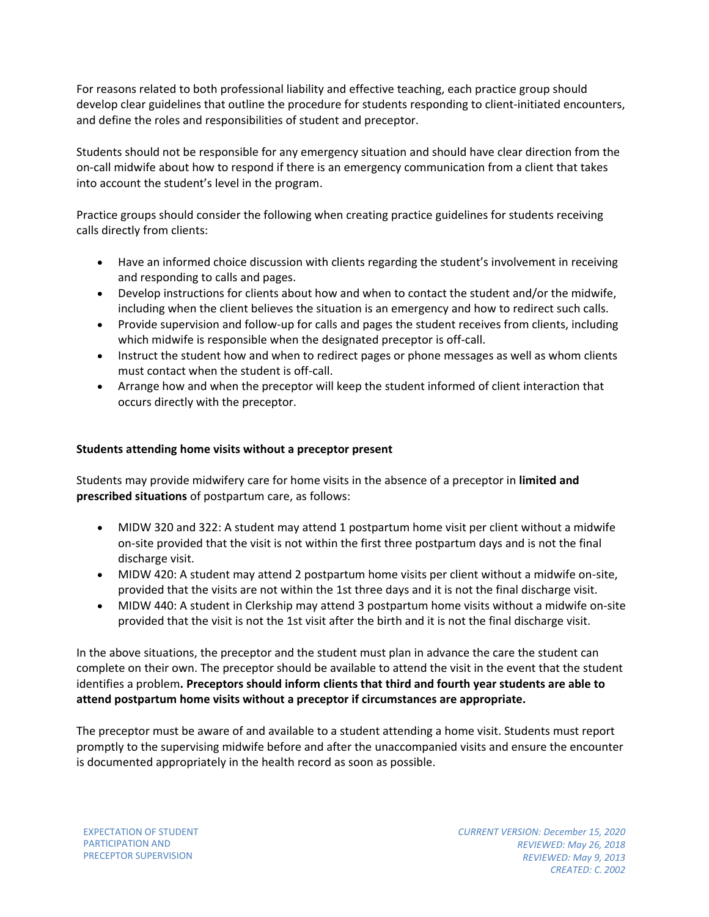For reasons related to both professional liability and effective teaching, each practice group should develop clear guidelines that outline the procedure for students responding to client-initiated encounters, and define the roles and responsibilities of student and preceptor.

Students should not be responsible for any emergency situation and should have clear direction from the on-call midwife about how to respond if there is an emergency communication from a client that takes into account the student's level in the program.

Practice groups should consider the following when creating practice guidelines for students receiving calls directly from clients:

- Have an informed choice discussion with clients regarding the student's involvement in receiving and responding to calls and pages.
- Develop instructions for clients about how and when to contact the student and/or the midwife, including when the client believes the situation is an emergency and how to redirect such calls.
- Provide supervision and follow-up for calls and pages the student receives from clients, including which midwife is responsible when the designated preceptor is off-call.
- Instruct the student how and when to redirect pages or phone messages as well as whom clients must contact when the student is off-call.
- Arrange how and when the preceptor will keep the student informed of client interaction that occurs directly with the preceptor.

**Students attending home visits without a preceptor present**

Students may provide midwifery care for home visits in the absence of a preceptor in **limited and prescribed situations** of postpartum care, as follows:

- MIDW 320 and 322: A student may attend 1 postpartum home visit per client without a midwife on-site provided that the visit is not within the first three postpartum days and is not the final discharge visit.
- MIDW 420: A student may attend 2 postpartum home visits per client without a midwife on-site, provided that the visits are not within the 1st three days and it is not the final discharge visit.
- MIDW 440: A student in Clerkship may attend 3 postpartum home visits without a midwife on-site provided that the visit is not the 1st visit after the birth and it is not the final discharge visit.

In the above situations, the preceptor and the student must plan in advance the care the student can complete on their own. The preceptor should be available to attend the visit in the event that the student identifies a problem**. Preceptors should inform clients that third and fourth year students are able to attend postpartum home visits without a preceptor if circumstances are appropriate.**

The preceptor must be aware of and available to a student attending a home visit. Students must report promptly to the supervising midwife before and after the unaccompanied visits and ensure the encounter is documented appropriately in the health record as soon as possible.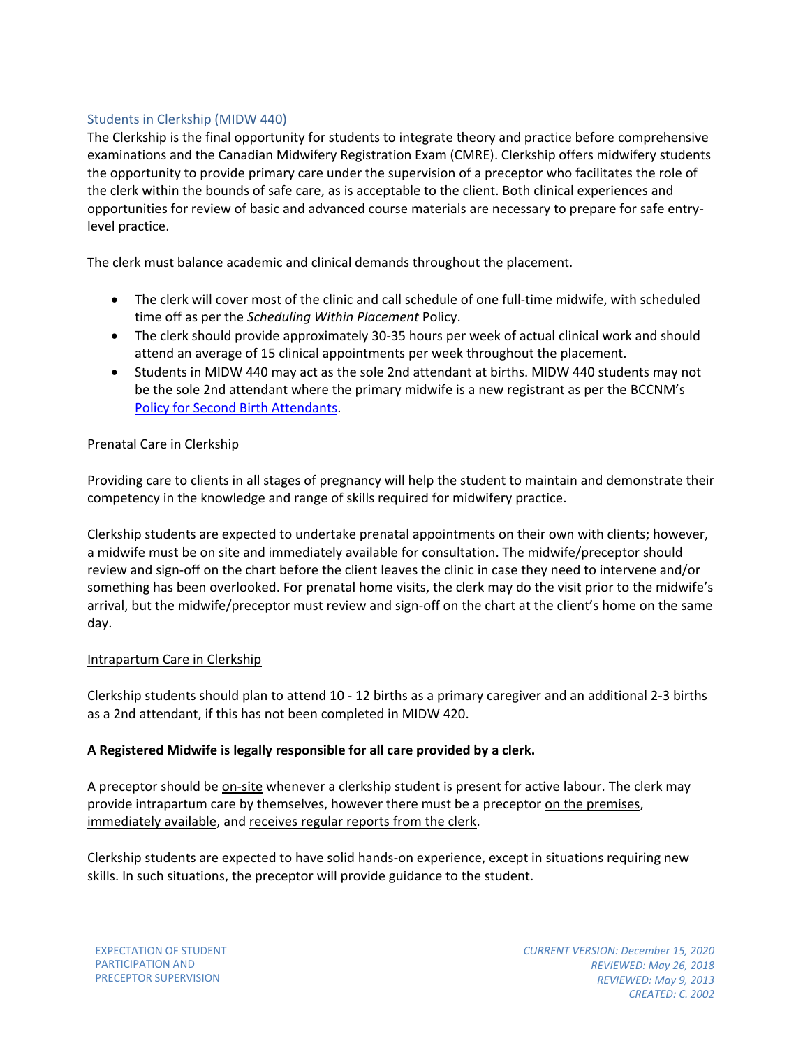## Students in Clerkship (MIDW 440)

The Clerkship is the final opportunity for students to integrate theory and practice before comprehensive examinations and the Canadian Midwifery Registration Exam (CMRE). Clerkship offers midwifery students the opportunity to provide primary care under the supervision of a preceptor who facilitates the role of the clerk within the bounds of safe care, as is acceptable to the client. Both clinical experiences and opportunities for review of basic and advanced course materials are necessary to prepare for safe entry-level practice.

The clerk must balance academic and clinical demands throughout the placement.

- The clerk will cover most of the clinic and call schedule of one full-time midwife, with scheduled time off as per the *Scheduling Within Placement* Policy.
- The clerk should provide approximately 30-35 hours per week of actual clinical work and should attend an average of 15 clinical appointments per week throughout the placement.
- Students in MIDW 440 may act as the sole 2nd attendant at births. MIDW 440 students may not be the sole 2nd attendant where the primary midwife is a new registrant as per the BCCNM's Policy for Second Birth Attendants.

### Prenatal Care in Clerkship

Providing care to clients in all stages of pregnancy will help the student to maintain and demonstrate their competency in the knowledge and range of skills required for midwifery practice.

Clerkship students are expected to undertake prenatal appointments on their own with clients; however, a midwife must be on site and immediately available for consultation. The midwife/preceptor should review and sign-off on the chart before the client leaves the clinic in case they need to intervene and/or something has been overlooked. For prenatal home visits, the clerk may do the visit prior to the midwife's arrival, but the midwife/preceptor must review and sign-off on the chart at the client's home on the same day.

### Intrapartum Care in Clerkship

Clerkship students should plan to attend 10 - 12 births as a primary caregiver and an additional 2-3 births as a 2nd attendant, if this has not been completed in MIDW 420.

**A Registered Midwife is legally responsible for all care provided by a clerk.**

A preceptor should be on-site whenever a clerkship student is present for active labour. The clerk may provide intrapartum care by themselves, however there must be a preceptor on the premises, immediately available, and receives regular reports from the clerk.

Clerkship students are expected to have solid hands-on experience, except in situations requiring new skills. In such situations, the preceptor will provide guidance to the student.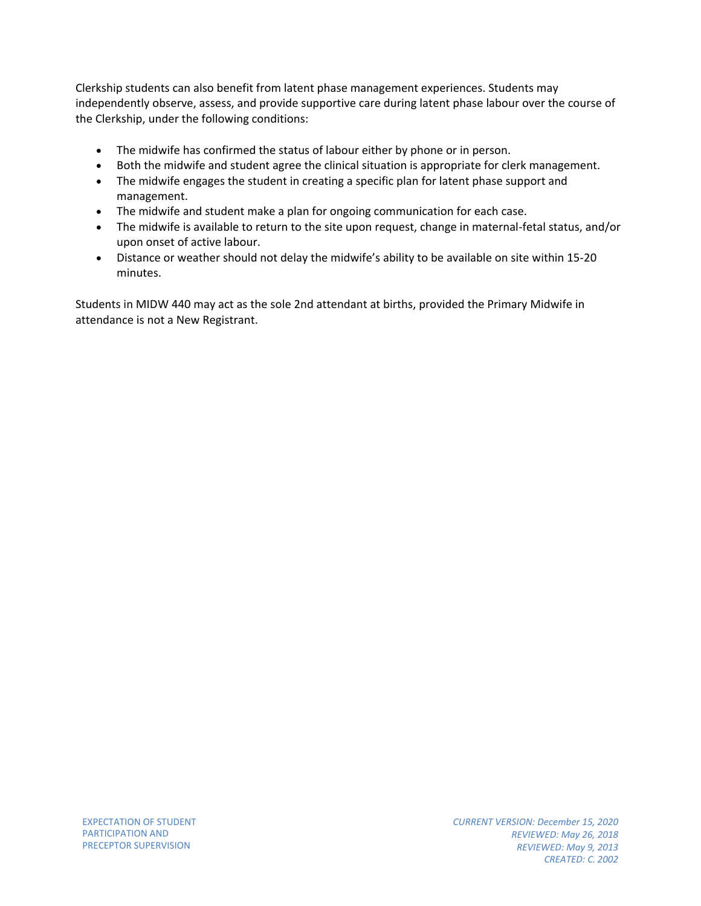Clerkship students can also benefit from latent phase management experiences. Students may independently observe, assess, and provide supportive care during latent phase labour over the course of the Clerkship, under the following conditions:

- The midwife has confirmed the status of labour either by phone or in person.
- Both the midwife and student agree the clinical situation is appropriate for clerk management.
- The midwife engages the student in creating a specific plan for latent phase support and management.
- The midwife and student make a plan for ongoing communication for each case.
- The midwife is available to return to the site upon request, change in maternal-fetal status, and/or upon onset of active labour.
- Distance or weather should not delay the midwife's ability to be available on site within 15-20 minutes.

Students in MIDW 440 may act as the sole 2nd attendant at births, provided the Primary Midwife in attendance is not a New Registrant.